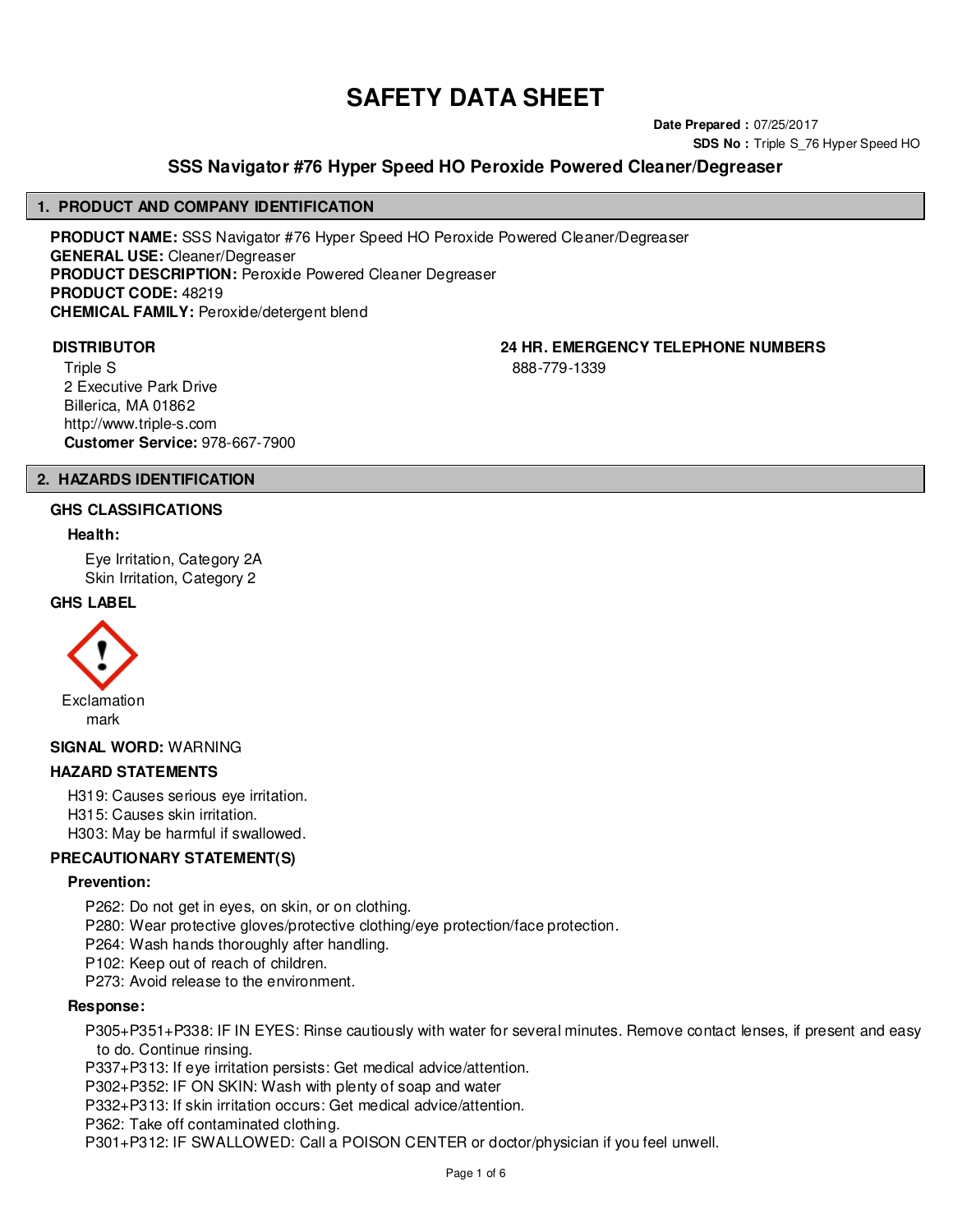# SAFETY DATA SHEET

**Date Prepared :** 07/25/2017
**SDS No :** Triple S_76 Hyper Speed HO

## SSS Navigator #76 Hyper Speed HO Peroxide Powered Cleaner/Degreaser

## 1. PRODUCT AND COMPANY IDENTIFICATION

**PRODUCT NAME:** SSS Navigator #76 Hyper Speed HO Peroxide Powered Cleaner/Degreaser
**GENERAL USE:** Cleaner/Degreaser
**PRODUCT DESCRIPTION:** Peroxide Powered Cleaner Degreaser
**PRODUCT CODE:** 48219
**CHEMICAL FAMILY:** Peroxide/detergent blend

**DISTRIBUTOR**

Triple S
2 Executive Park Drive
Billerica, MA 01862
http://www.triple-s.com
**Customer Service:** 978-667-7900

**24 HR. EMERGENCY TELEPHONE NUMBERS**

888-779-1339

## 2. HAZARDS IDENTIFICATION

### GHS CLASSIFICATIONS

**Health:**

Eye Irritation, Category 2A
Skin Irritation, Category 2

### GHS LABEL

Exclamation mark

**SIGNAL WORD:** WARNING

### HAZARD STATEMENTS

H319: Causes serious eye irritation.
H315: Causes skin irritation.
H303: May be harmful if swallowed.

### PRECAUTIONARY STATEMENT(S)

**Prevention:**

P262: Do not get in eyes, on skin, or on clothing.
P280: Wear protective gloves/protective clothing/eye protection/face protection.
P264: Wash hands thoroughly after handling.
P102: Keep out of reach of children.
P273: Avoid release to the environment.

**Response:**

P305+P351+P338: IF IN EYES: Rinse cautiously with water for several minutes. Remove contact lenses, if present and easy to do. Continue rinsing.
P337+P313: If eye irritation persists: Get medical advice/attention.
P302+P352: IF ON SKIN: Wash with plenty of soap and water
P332+P313: If skin irritation occurs: Get medical advice/attention.
P362: Take off contaminated clothing.
P301+P312: IF SWALLOWED: Call a POISON CENTER or doctor/physician if you feel unwell.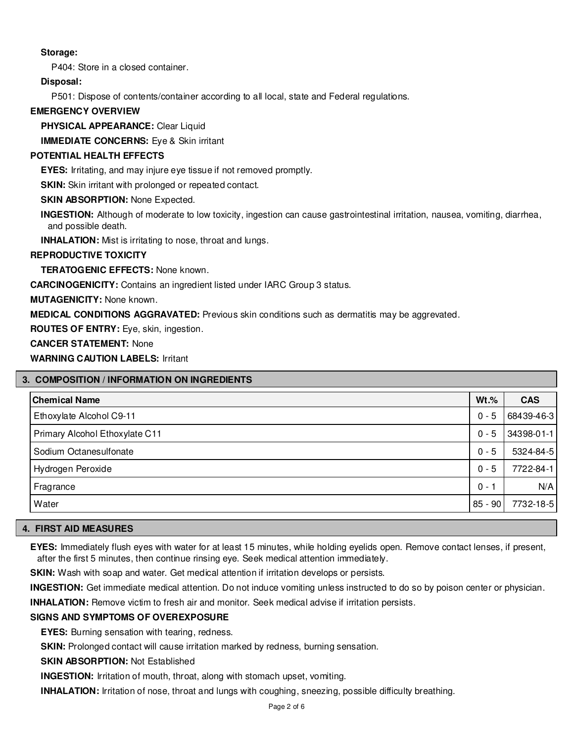**Storage:**

P404: Store in a closed container.

**Disposal:**

P501: Dispose of contents/container according to all local, state and Federal regulations.

**EMERGENCY OVERVIEW**

**PHYSICAL APPEARANCE:** Clear Liquid

**IMMEDIATE CONCERNS:** Eye & Skin irritant

**POTENTIAL HEALTH EFFECTS**

**EYES:** Irritating, and may injure eye tissue if not removed promptly.

**SKIN:** Skin irritant with prolonged or repeated contact.

**SKIN ABSORPTION:** None Expected.

**INGESTION:** Although of moderate to low toxicity, ingestion can cause gastrointestinal irritation, nausea, vomiting, diarrhea, and possible death.

**INHALATION:** Mist is irritating to nose, throat and lungs.

**REPRODUCTIVE TOXICITY**

**TERATOGENIC EFFECTS:** None known.

**CARCINOGENICITY:** Contains an ingredient listed under IARC Group 3 status.

**MUTAGENICITY:** None known.

**MEDICAL CONDITIONS AGGRAVATED:** Previous skin conditions such as dermatitis may be aggrevated.

**ROUTES OF ENTRY:** Eye, skin, ingestion.

**CANCER STATEMENT:** None

**WARNING CAUTION LABELS:** Irritant

## 3. COMPOSITION / INFORMATION ON INGREDIENTS

| Chemical Name | Wt.% | CAS |
|---|---|---|
| Ethoxylate Alcohol C9-11 | 0 - 5 | 68439-46-3 |
| Primary Alcohol Ethoxylate C11 | 0 - 5 | 34398-01-1 |
| Sodium Octanesulfonate | 0 - 5 | 5324-84-5 |
| Hydrogen Peroxide | 0 - 5 | 7722-84-1 |
| Fragrance | 0 - 1 | N/A |
| Water | 85 - 90 | 7732-18-5 |

## 4. FIRST AID MEASURES

**EYES:** Immediately flush eyes with water for at least 15 minutes, while holding eyelids open. Remove contact lenses, if present, after the first 5 minutes, then continue rinsing eye. Seek medical attention immediately.

**SKIN:** Wash with soap and water. Get medical attention if irritation develops or persists.

**INGESTION:** Get immediate medical attention. Do not induce vomiting unless instructed to do so by poison center or physician.

**INHALATION:** Remove victim to fresh air and monitor. Seek medical advise if irritation persists.

**SIGNS AND SYMPTOMS OF OVEREXPOSURE**

**EYES:** Burning sensation with tearing, redness.

**SKIN:** Prolonged contact will cause irritation marked by redness, burning sensation.

**SKIN ABSORPTION:** Not Established

**INGESTION:** Irritation of mouth, throat, along with stomach upset, vomiting.

**INHALATION:** Irritation of nose, throat and lungs with coughing, sneezing, possible difficulty breathing.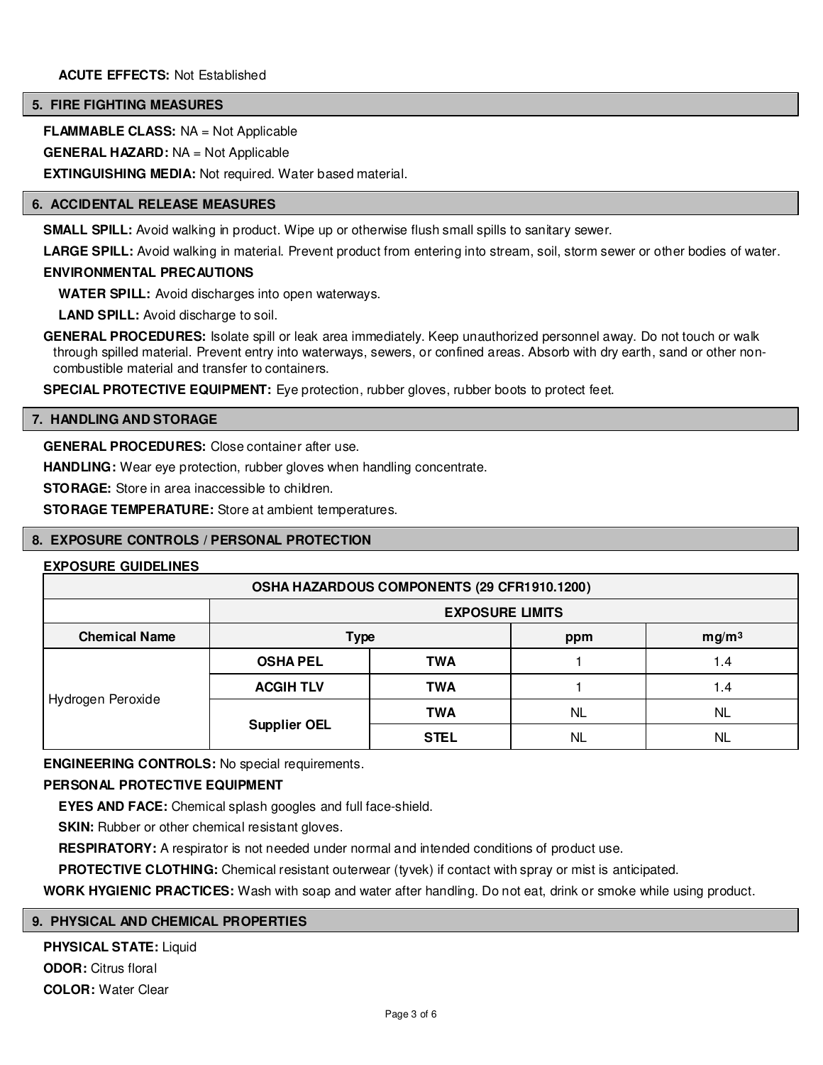**ACUTE EFFECTS:** Not Established

## 5. FIRE FIGHTING MEASURES

**FLAMMABLE CLASS:** NA = Not Applicable

**GENERAL HAZARD:** NA = Not Applicable

**EXTINGUISHING MEDIA:** Not required. Water based material.

## 6. ACCIDENTAL RELEASE MEASURES

**SMALL SPILL:** Avoid walking in product. Wipe up or otherwise flush small spills to sanitary sewer.

**LARGE SPILL:** Avoid walking in material. Prevent product from entering into stream, soil, storm sewer or other bodies of water.

**ENVIRONMENTAL PRECAUTIONS**

**WATER SPILL:** Avoid discharges into open waterways.

**LAND SPILL:** Avoid discharge to soil.

**GENERAL PROCEDURES:** Isolate spill or leak area immediately. Keep unauthorized personnel away. Do not touch or walk through spilled material. Prevent entry into waterways, sewers, or confined areas. Absorb with dry earth, sand or other non-combustible material and transfer to containers.

**SPECIAL PROTECTIVE EQUIPMENT:** Eye protection, rubber gloves, rubber boots to protect feet.

## 7. HANDLING AND STORAGE

**GENERAL PROCEDURES:** Close container after use.

**HANDLING:** Wear eye protection, rubber gloves when handling concentrate.

**STORAGE:** Store in area inaccessible to children.

**STORAGE TEMPERATURE:** Store at ambient temperatures.

## 8. EXPOSURE CONTROLS / PERSONAL PROTECTION

**EXPOSURE GUIDELINES**

| OSHA HAZARDOUS COMPONENTS (29 CFR1910.1200) | | | | |
|---|---|---|---|---|
| | **EXPOSURE LIMITS** | | | |
| **Chemical Name** | **Type** | | **ppm** | **mg/m³** |
| Hydrogen Peroxide | **OSHA PEL** | **TWA** | 1 | 1.4 |
| | **ACGIH TLV** | **TWA** | 1 | 1.4 |
| | **Supplier OEL** | **TWA** | NL | NL |
| | | **STEL** | NL | NL |

**ENGINEERING CONTROLS:** No special requirements.

**PERSONAL PROTECTIVE EQUIPMENT**

**EYES AND FACE:** Chemical splash googles and full face-shield.

**SKIN:** Rubber or other chemical resistant gloves.

**RESPIRATORY:** A respirator is not needed under normal and intended conditions of product use.

**PROTECTIVE CLOTHING:** Chemical resistant outerwear (tyvek) if contact with spray or mist is anticipated.

**WORK HYGIENIC PRACTICES:** Wash with soap and water after handling. Do not eat, drink or smoke while using product.

## 9. PHYSICAL AND CHEMICAL PROPERTIES

**PHYSICAL STATE:** Liquid

**ODOR:** Citrus floral

**COLOR:** Water Clear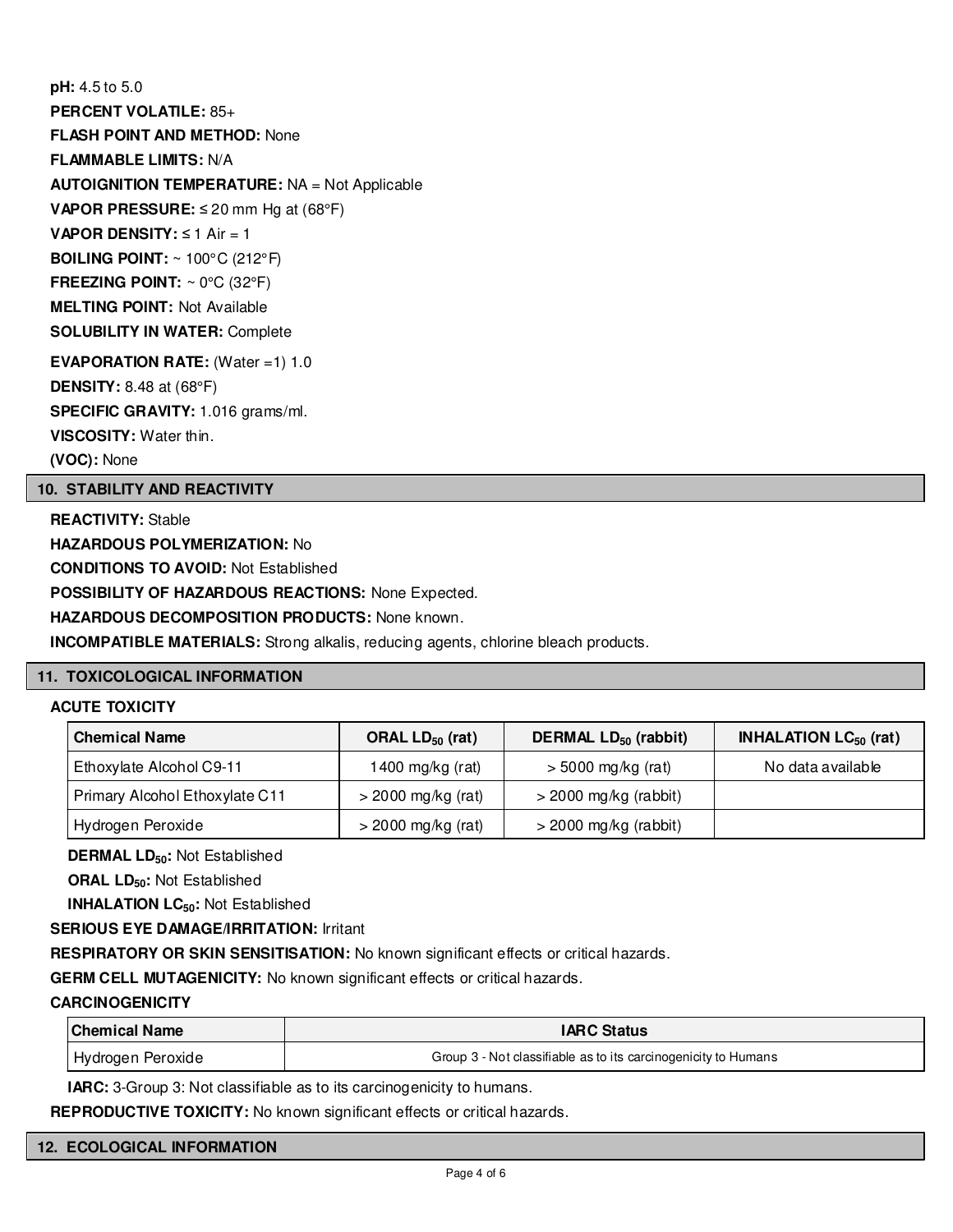**pH:** 4.5 to 5.0

**PERCENT VOLATILE:** 85+

**FLASH POINT AND METHOD:** None

**FLAMMABLE LIMITS:** N/A

**AUTOIGNITION TEMPERATURE:** NA = Not Applicable

**VAPOR PRESSURE:** ≤ 20 mm Hg at (68°F)

**VAPOR DENSITY:** ≤ 1 Air = 1

**BOILING POINT:** ~ 100°C (212°F)

**FREEZING POINT:** ~ 0°C (32°F)

**MELTING POINT:** Not Available

**SOLUBILITY IN WATER:** Complete

**EVAPORATION RATE:** (Water =1) 1.0

**DENSITY:** 8.48 at (68°F)

**SPECIFIC GRAVITY:** 1.016 grams/ml.

**VISCOSITY:** Water thin.

**(VOC):** None

## 10. STABILITY AND REACTIVITY

**REACTIVITY:** Stable

**HAZARDOUS POLYMERIZATION:** No

**CONDITIONS TO AVOID:** Not Established

**POSSIBILITY OF HAZARDOUS REACTIONS:** None Expected.

**HAZARDOUS DECOMPOSITION PRODUCTS:** None known.

**INCOMPATIBLE MATERIALS:** Strong alkalis, reducing agents, chlorine bleach products.

## 11. TOXICOLOGICAL INFORMATION

**ACUTE TOXICITY**

| Chemical Name | ORAL $LD_{50}$ (rat) | DERMAL $LD_{50}$ (rabbit) | INHALATION $LC_{50}$ (rat) |
|---|---|---|---|
| Ethoxylate Alcohol C9-11 | 1400 mg/kg (rat) | > 5000 mg/kg (rat) | No data available |
| Primary Alcohol Ethoxylate C11 | > 2000 mg/kg (rat) | > 2000 mg/kg (rabbit) | |
| Hydrogen Peroxide | > 2000 mg/kg (rat) | > 2000 mg/kg (rabbit) | |

**DERMAL $LD_{50}$:** Not Established

**ORAL $LD_{50}$:** Not Established

**INHALATION $LC_{50}$:** Not Established

**SERIOUS EYE DAMAGE/IRRITATION:** Irritant

**RESPIRATORY OR SKIN SENSITISATION:** No known significant effects or critical hazards.

**GERM CELL MUTAGENICITY:** No known significant effects or critical hazards.

**CARCINOGENICITY**

| Chemical Name | IARC Status |
|---|---|
| Hydrogen Peroxide | Group 3 - Not classifiable as to its carcinogenicity to Humans |

**IARC:** 3-Group 3: Not classifiable as to its carcinogenicity to humans.

**REPRODUCTIVE TOXICITY:** No known significant effects or critical hazards.

## 12. ECOLOGICAL INFORMATION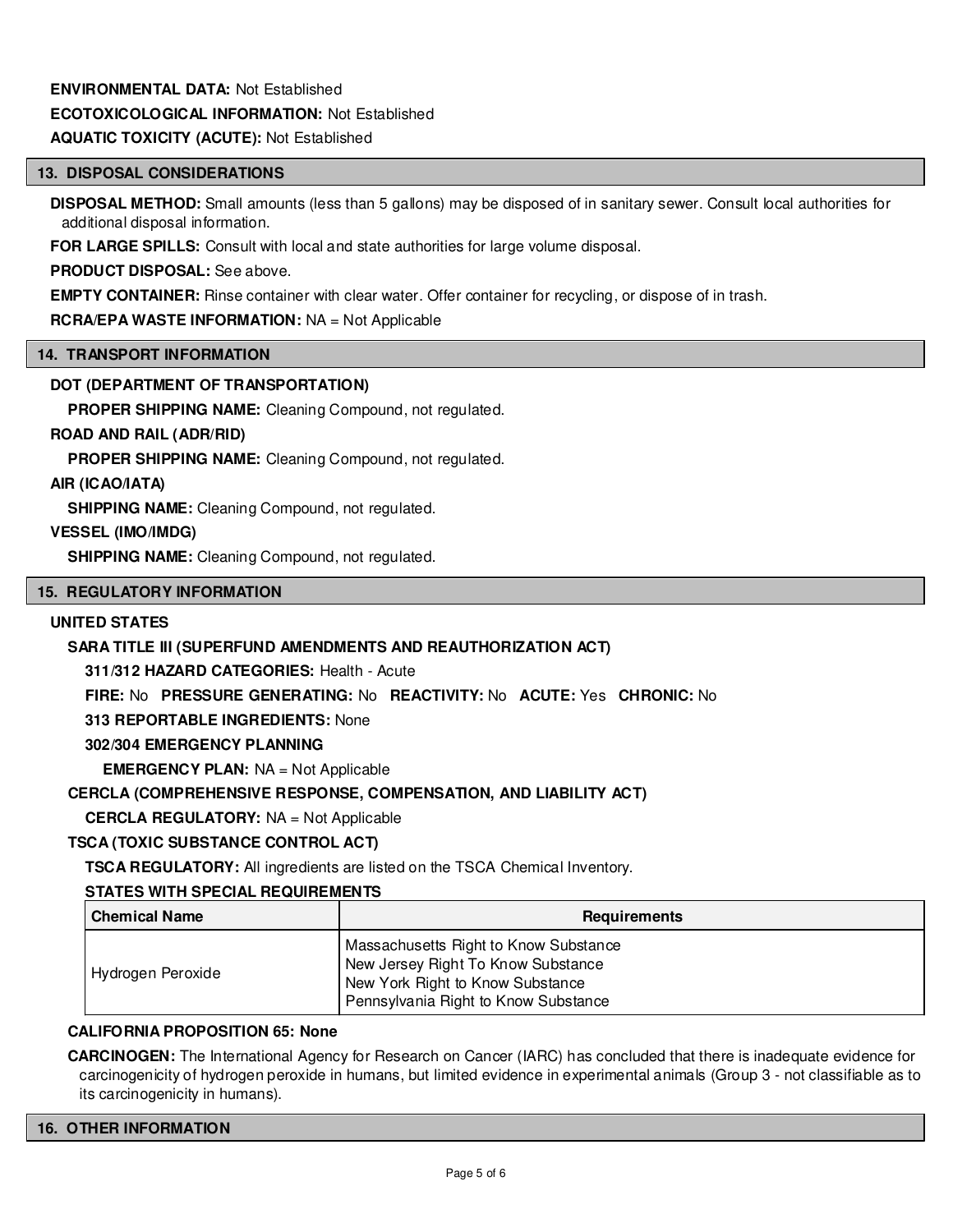**ENVIRONMENTAL DATA:** Not Established

**ECOTOXICOLOGICAL INFORMATION:** Not Established

**AQUATIC TOXICITY (ACUTE):** Not Established

## 13. DISPOSAL CONSIDERATIONS

**DISPOSAL METHOD:** Small amounts (less than 5 gallons) may be disposed of in sanitary sewer. Consult local authorities for additional disposal information.

**FOR LARGE SPILLS:** Consult with local and state authorities for large volume disposal.

**PRODUCT DISPOSAL:** See above.

**EMPTY CONTAINER:** Rinse container with clear water. Offer container for recycling, or dispose of in trash.

**RCRA/EPA WASTE INFORMATION:** NA = Not Applicable

## 14. TRANSPORT INFORMATION

**DOT (DEPARTMENT OF TRANSPORTATION)**

**PROPER SHIPPING NAME:** Cleaning Compound, not regulated.

**ROAD AND RAIL (ADR/RID)**

**PROPER SHIPPING NAME:** Cleaning Compound, not regulated.

**AIR (ICAO/IATA)**

**SHIPPING NAME:** Cleaning Compound, not regulated.

**VESSEL (IMO/IMDG)**

**SHIPPING NAME:** Cleaning Compound, not regulated.

## 15. REGULATORY INFORMATION

**UNITED STATES**

**SARA TITLE III (SUPERFUND AMENDMENTS AND REAUTHORIZATION ACT)**

**311/312 HAZARD CATEGORIES:** Health - Acute

**FIRE:** No **PRESSURE GENERATING:** No **REACTIVITY:** No **ACUTE:** Yes **CHRONIC:** No

**313 REPORTABLE INGREDIENTS:** None

**302/304 EMERGENCY PLANNING**

**EMERGENCY PLAN:** NA = Not Applicable

**CERCLA (COMPREHENSIVE RESPONSE, COMPENSATION, AND LIABILITY ACT)**

**CERCLA REGULATORY:** NA = Not Applicable

**TSCA (TOXIC SUBSTANCE CONTROL ACT)**

**TSCA REGULATORY:** All ingredients are listed on the TSCA Chemical Inventory.

**STATES WITH SPECIAL REQUIREMENTS**

| Chemical Name | Requirements |
|---|---|
| Hydrogen Peroxide | Massachusetts Right to Know Substance<br>New Jersey Right To Know Substance<br>New York Right to Know Substance<br>Pennsylvania Right to Know Substance |

**CALIFORNIA PROPOSITION 65: None**

**CARCINOGEN:** The International Agency for Research on Cancer (IARC) has concluded that there is inadequate evidence for carcinogenicity of hydrogen peroxide in humans, but limited evidence in experimental animals (Group 3 - not classifiable as to its carcinogenicity in humans).

## 16. OTHER INFORMATION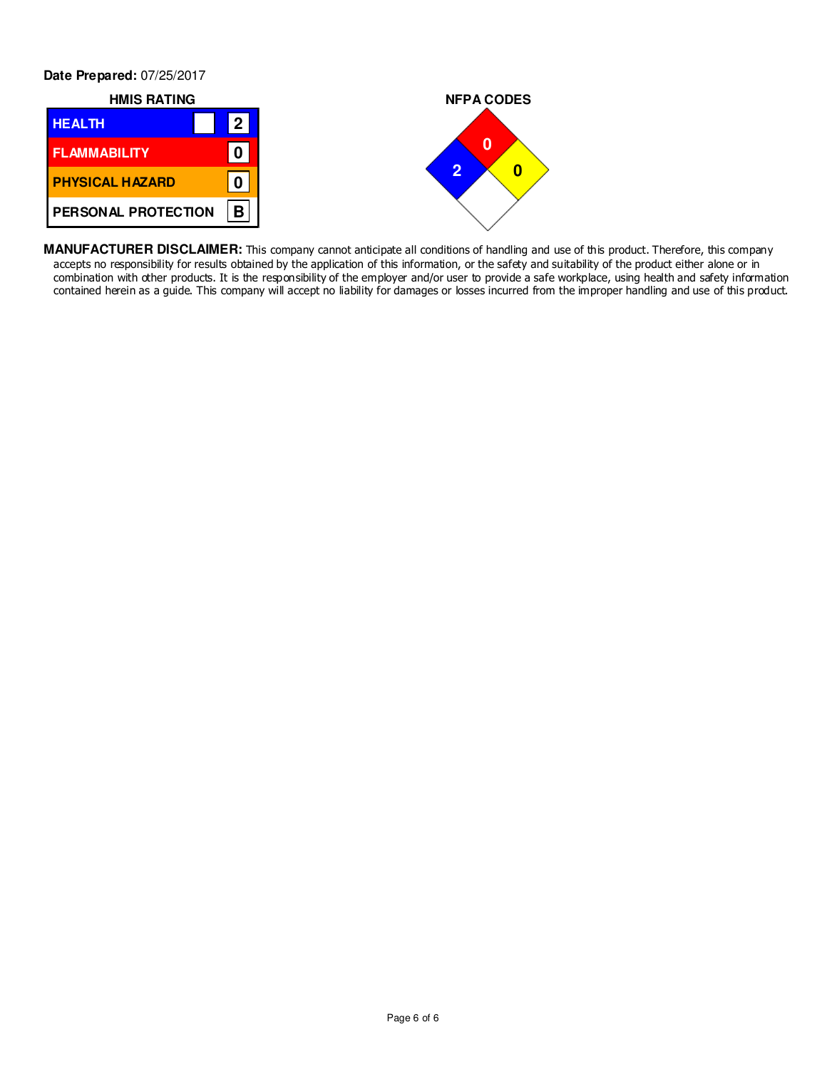**Date Prepared:** 07/25/2017

**HMIS RATING**

| | |
|---|---|
| HEALTH | 2 |
| FLAMMABILITY | 0 |
| PHYSICAL HAZARD | 0 |
| PERSONAL PROTECTION | B |

**NFPA CODES**

0

2

0

**MANUFACTURER DISCLAIMER:** This company cannot anticipate all conditions of handling and use of this product. Therefore, this company accepts no responsibility for results obtained by the application of this information, or the safety and suitability of the product either alone or in combination with other products. It is the responsibility of the employer and/or user to provide a safe workplace, using health and safety information contained herein as a guide. This company will accept no liability for damages or losses incurred from the improper handling and use of this product.